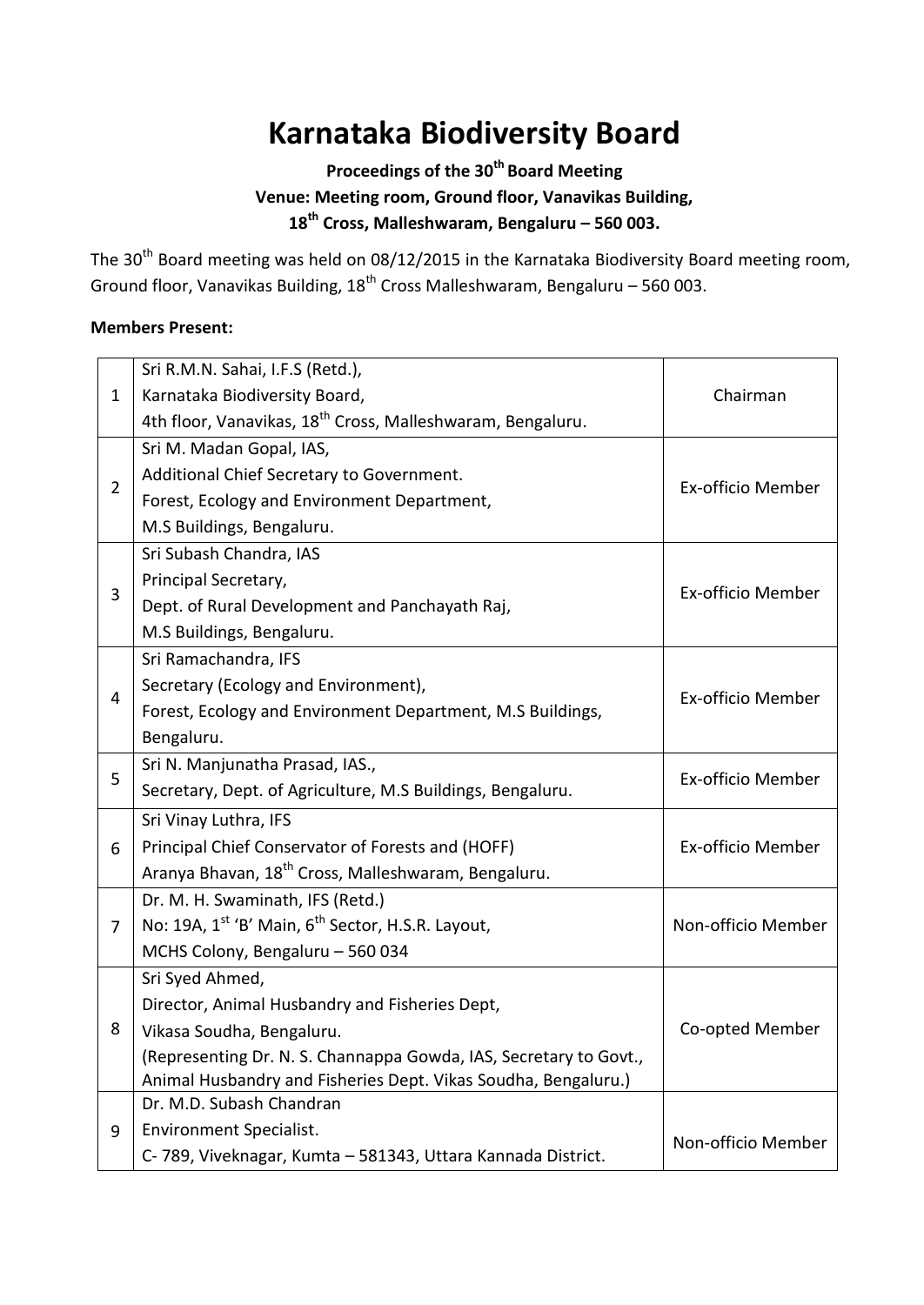# Karnataka Biodiversity Board

**Proceedings of the 30th Board Meeting**
**Venue: Meeting room, Ground floor, Vanavikas Building,**
**18th Cross, Malleshwaram, Bengaluru – 560 003.**

The 30th Board meeting was held on 08/12/2015 in the Karnataka Biodiversity Board meeting room, Ground floor, Vanavikas Building, 18th Cross Malleshwaram, Bengaluru – 560 003.

**Members Present:**

| | | |
|---|---|---|
| 1 | Sri R.M.N. Sahai, I.F.S (Retd.), Karnataka Biodiversity Board, 4th floor, Vanavikas, 18th Cross, Malleshwaram, Bengaluru. | Chairman |
| 2 | Sri M. Madan Gopal, IAS, Additional Chief Secretary to Government. Forest, Ecology and Environment Department, M.S Buildings, Bengaluru. | Ex-officio Member |
| 3 | Sri Subash Chandra, IAS Principal Secretary, Dept. of Rural Development and Panchayath Raj, M.S Buildings, Bengaluru. | Ex-officio Member |
| 4 | Sri Ramachandra, IFS Secretary (Ecology and Environment), Forest, Ecology and Environment Department, M.S Buildings, Bengaluru. | Ex-officio Member |
| 5 | Sri N. Manjunatha Prasad, IAS., Secretary, Dept. of Agriculture, M.S Buildings, Bengaluru. | Ex-officio Member |
| 6 | Sri Vinay Luthra, IFS Principal Chief Conservator of Forests and (HOFF) Aranya Bhavan, 18th Cross, Malleshwaram, Bengaluru. | Ex-officio Member |
| 7 | Dr. M. H. Swaminath, IFS (Retd.) No: 19A, 1st 'B' Main, 6th Sector, H.S.R. Layout, MCHS Colony, Bengaluru – 560 034 | Non-officio Member |
| 8 | Sri Syed Ahmed, Director, Animal Husbandry and Fisheries Dept, Vikasa Soudha, Bengaluru. (Representing Dr. N. S. Channappa Gowda, IAS, Secretary to Govt., Animal Husbandry and Fisheries Dept. Vikas Soudha, Bengaluru.) | Co-opted Member |
| 9 | Dr. M.D. Subash Chandran Environment Specialist. C- 789, Viveknagar, Kumta – 581343, Uttara Kannada District. | Non-officio Member |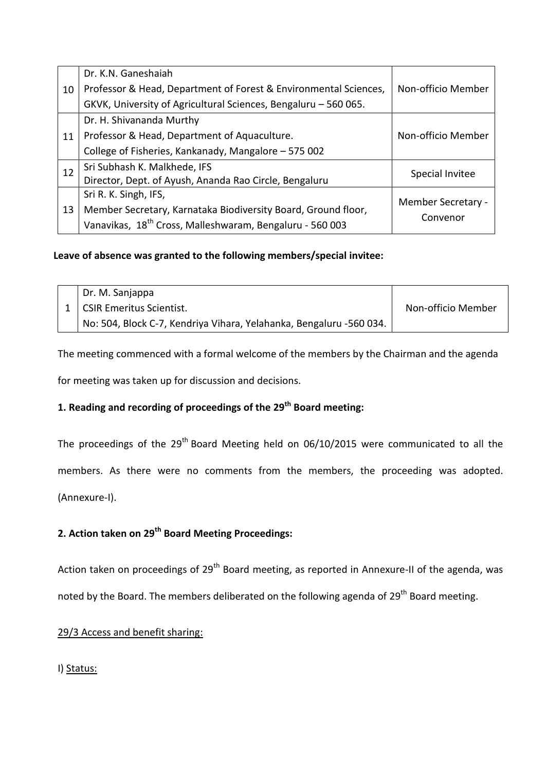| | | |
|---|---|---|
| 10 | Dr. K.N. Ganeshaiah<br>Professor & Head, Department of Forest & Environmental Sciences, GKVK, University of Agricultural Sciences, Bengaluru – 560 065. | Non-officio Member |
| 11 | Dr. H. Shivananda Murthy<br>Professor & Head, Department of Aquaculture.<br>College of Fisheries, Kankanady, Mangalore – 575 002 | Non-officio Member |
| 12 | Sri Subhash K. Malkhede, IFS<br>Director, Dept. of Ayush, Ananda Rao Circle, Bengaluru | Special Invitee |
| 13 | Sri R. K. Singh, IFS,<br>Member Secretary, Karnataka Biodiversity Board, Ground floor, Vanavikas, 18th Cross, Malleshwaram, Bengaluru - 560 003 | Member Secretary - Convenor |

**Leave of absence was granted to the following members/special invitee:**

| | | |
|---|---|---|
| 1 | Dr. M. Sanjappa<br>CSIR Emeritus Scientist.<br>No: 504, Block C-7, Kendriya Vihara, Yelahanka, Bengaluru -560 034. | Non-officio Member |

The meeting commenced with a formal welcome of the members by the Chairman and the agenda for meeting was taken up for discussion and decisions.

**1. Reading and recording of proceedings of the 29th Board meeting:**

The proceedings of the 29th Board Meeting held on 06/10/2015 were communicated to all the members. As there were no comments from the members, the proceeding was adopted. (Annexure-I).

**2. Action taken on 29th Board Meeting Proceedings:**

Action taken on proceedings of 29th Board meeting, as reported in Annexure-II of the agenda, was noted by the Board. The members deliberated on the following agenda of 29th Board meeting.

<u>29/3 Access and benefit sharing:</u>

I) <u>Status:</u>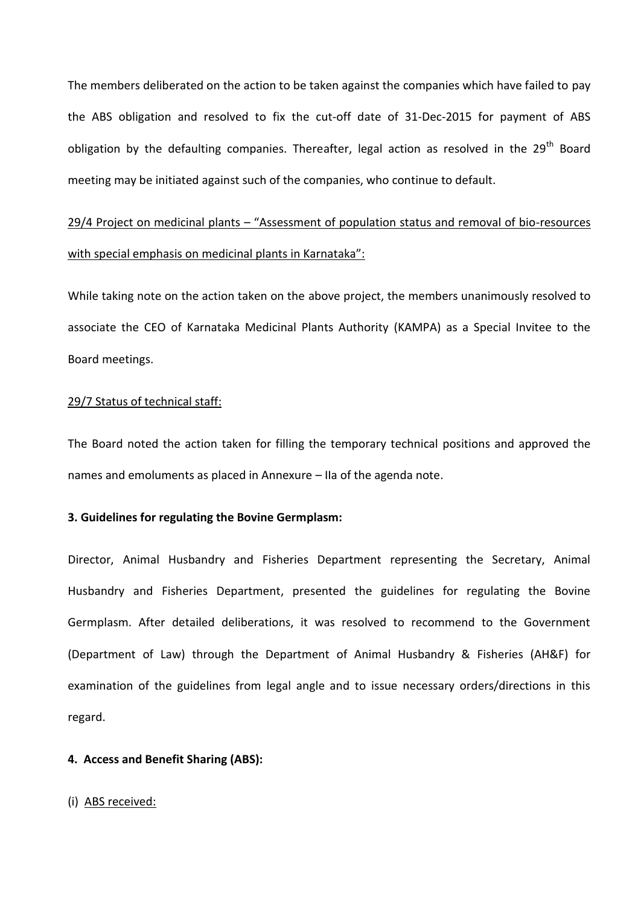The members deliberated on the action to be taken against the companies which have failed to pay the ABS obligation and resolved to fix the cut-off date of 31-Dec-2015 for payment of ABS obligation by the defaulting companies. Thereafter, legal action as resolved in the 29th Board meeting may be initiated against such of the companies, who continue to default.

<u>29/4 Project on medicinal plants – "Assessment of population status and removal of bio-resources with special emphasis on medicinal plants in Karnataka":</u>

While taking note on the action taken on the above project, the members unanimously resolved to associate the CEO of Karnataka Medicinal Plants Authority (KAMPA) as a Special Invitee to the Board meetings.

<u>29/7 Status of technical staff:</u>

The Board noted the action taken for filling the temporary technical positions and approved the names and emoluments as placed in Annexure – IIa of the agenda note.

**3. Guidelines for regulating the Bovine Germplasm:**

Director, Animal Husbandry and Fisheries Department representing the Secretary, Animal Husbandry and Fisheries Department, presented the guidelines for regulating the Bovine Germplasm. After detailed deliberations, it was resolved to recommend to the Government (Department of Law) through the Department of Animal Husbandry & Fisheries (AH&F) for examination of the guidelines from legal angle and to issue necessary orders/directions in this regard.

**4. Access and Benefit Sharing (ABS):**

(i) <u>ABS received:</u>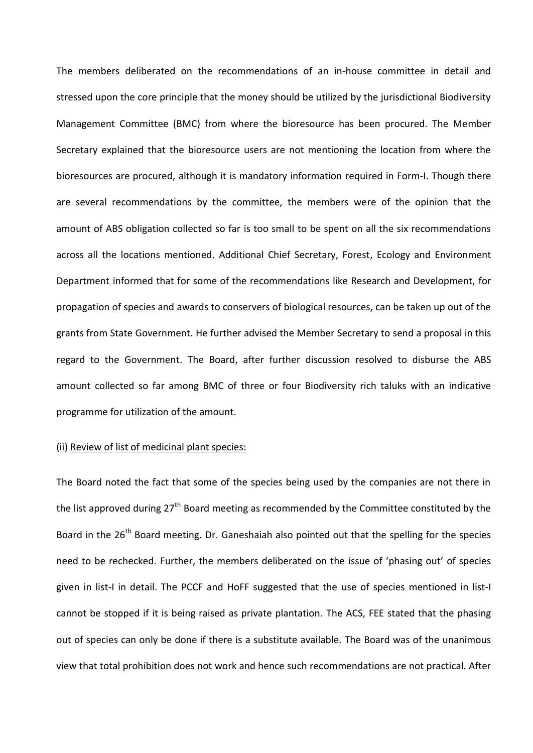The members deliberated on the recommendations of an in-house committee in detail and stressed upon the core principle that the money should be utilized by the jurisdictional Biodiversity Management Committee (BMC) from where the bioresource has been procured. The Member Secretary explained that the bioresource users are not mentioning the location from where the bioresources are procured, although it is mandatory information required in Form-I. Though there are several recommendations by the committee, the members were of the opinion that the amount of ABS obligation collected so far is too small to be spent on all the six recommendations across all the locations mentioned. Additional Chief Secretary, Forest, Ecology and Environment Department informed that for some of the recommendations like Research and Development, for propagation of species and awards to conservers of biological resources, can be taken up out of the grants from State Government. He further advised the Member Secretary to send a proposal in this regard to the Government. The Board, after further discussion resolved to disburse the ABS amount collected so far among BMC of three or four Biodiversity rich taluks with an indicative programme for utilization of the amount.

(ii) Review of list of medicinal plant species:

The Board noted the fact that some of the species being used by the companies are not there in the list approved during 27th Board meeting as recommended by the Committee constituted by the Board in the 26th Board meeting. Dr. Ganeshaiah also pointed out that the spelling for the species need to be rechecked. Further, the members deliberated on the issue of 'phasing out' of species given in list-I in detail. The PCCF and HoFF suggested that the use of species mentioned in list-I cannot be stopped if it is being raised as private plantation. The ACS, FEE stated that the phasing out of species can only be done if there is a substitute available. The Board was of the unanimous view that total prohibition does not work and hence such recommendations are not practical. After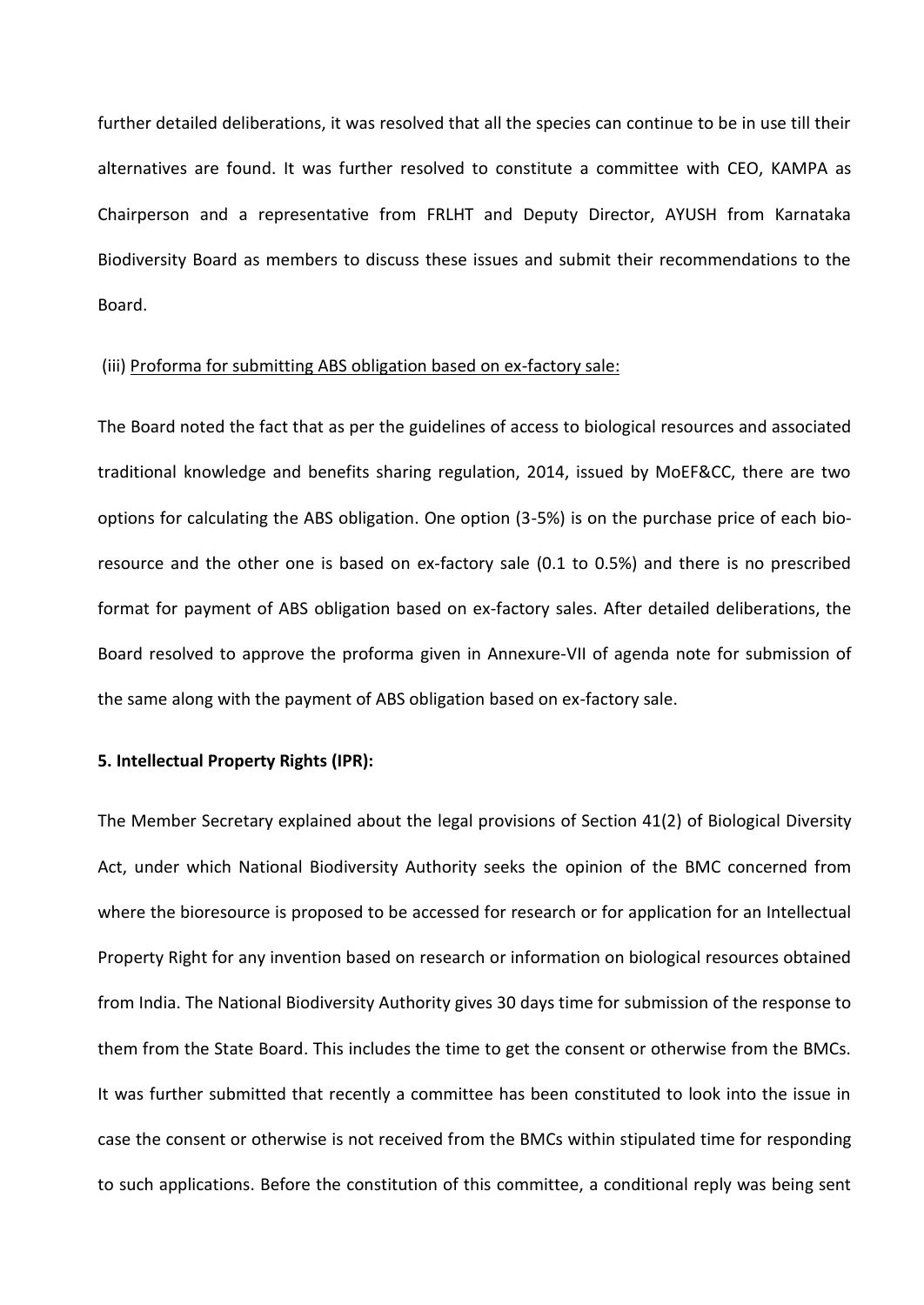further detailed deliberations, it was resolved that all the species can continue to be in use till their alternatives are found. It was further resolved to constitute a committee with CEO, KAMPA as Chairperson and a representative from FRLHT and Deputy Director, AYUSH from Karnataka Biodiversity Board as members to discuss these issues and submit their recommendations to the Board.

(iii) Proforma for submitting ABS obligation based on ex-factory sale:

The Board noted the fact that as per the guidelines of access to biological resources and associated traditional knowledge and benefits sharing regulation, 2014, issued by MoEF&CC, there are two options for calculating the ABS obligation. One option (3-5%) is on the purchase price of each bio-resource and the other one is based on ex-factory sale (0.1 to 0.5%) and there is no prescribed format for payment of ABS obligation based on ex-factory sales. After detailed deliberations, the Board resolved to approve the proforma given in Annexure-VII of agenda note for submission of the same along with the payment of ABS obligation based on ex-factory sale.

**5. Intellectual Property Rights (IPR):**

The Member Secretary explained about the legal provisions of Section 41(2) of Biological Diversity Act, under which National Biodiversity Authority seeks the opinion of the BMC concerned from where the bioresource is proposed to be accessed for research or for application for an Intellectual Property Right for any invention based on research or information on biological resources obtained from India. The National Biodiversity Authority gives 30 days time for submission of the response to them from the State Board. This includes the time to get the consent or otherwise from the BMCs. It was further submitted that recently a committee has been constituted to look into the issue in case the consent or otherwise is not received from the BMCs within stipulated time for responding to such applications. Before the constitution of this committee, a conditional reply was being sent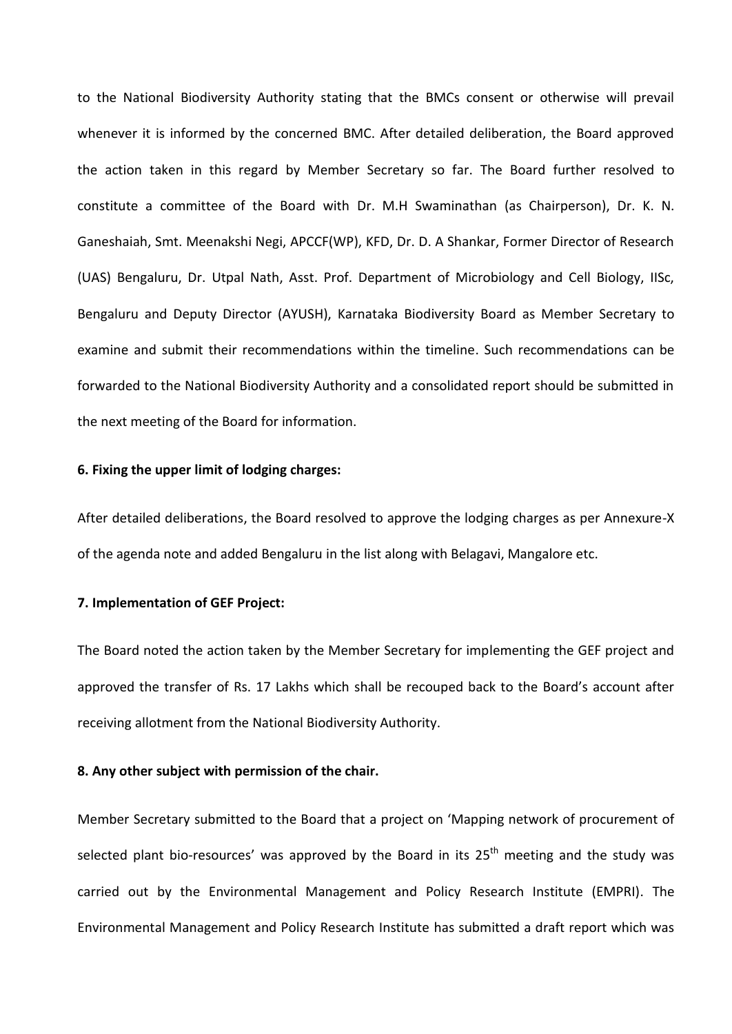to the National Biodiversity Authority stating that the BMCs consent or otherwise will prevail whenever it is informed by the concerned BMC. After detailed deliberation, the Board approved the action taken in this regard by Member Secretary so far. The Board further resolved to constitute a committee of the Board with Dr. M.H Swaminathan (as Chairperson), Dr. K. N. Ganeshaiah, Smt. Meenakshi Negi, APCCF(WP), KFD, Dr. D. A Shankar, Former Director of Research (UAS) Bengaluru, Dr. Utpal Nath, Asst. Prof. Department of Microbiology and Cell Biology, IISc, Bengaluru and Deputy Director (AYUSH), Karnataka Biodiversity Board as Member Secretary to examine and submit their recommendations within the timeline. Such recommendations can be forwarded to the National Biodiversity Authority and a consolidated report should be submitted in the next meeting of the Board for information.

**6. Fixing the upper limit of lodging charges:**

After detailed deliberations, the Board resolved to approve the lodging charges as per Annexure-X of the agenda note and added Bengaluru in the list along with Belagavi, Mangalore etc.

**7. Implementation of GEF Project:**

The Board noted the action taken by the Member Secretary for implementing the GEF project and approved the transfer of Rs. 17 Lakhs which shall be recouped back to the Board's account after receiving allotment from the National Biodiversity Authority.

**8. Any other subject with permission of the chair.**

Member Secretary submitted to the Board that a project on 'Mapping network of procurement of selected plant bio-resources' was approved by the Board in its 25th meeting and the study was carried out by the Environmental Management and Policy Research Institute (EMPRI). The Environmental Management and Policy Research Institute has submitted a draft report which was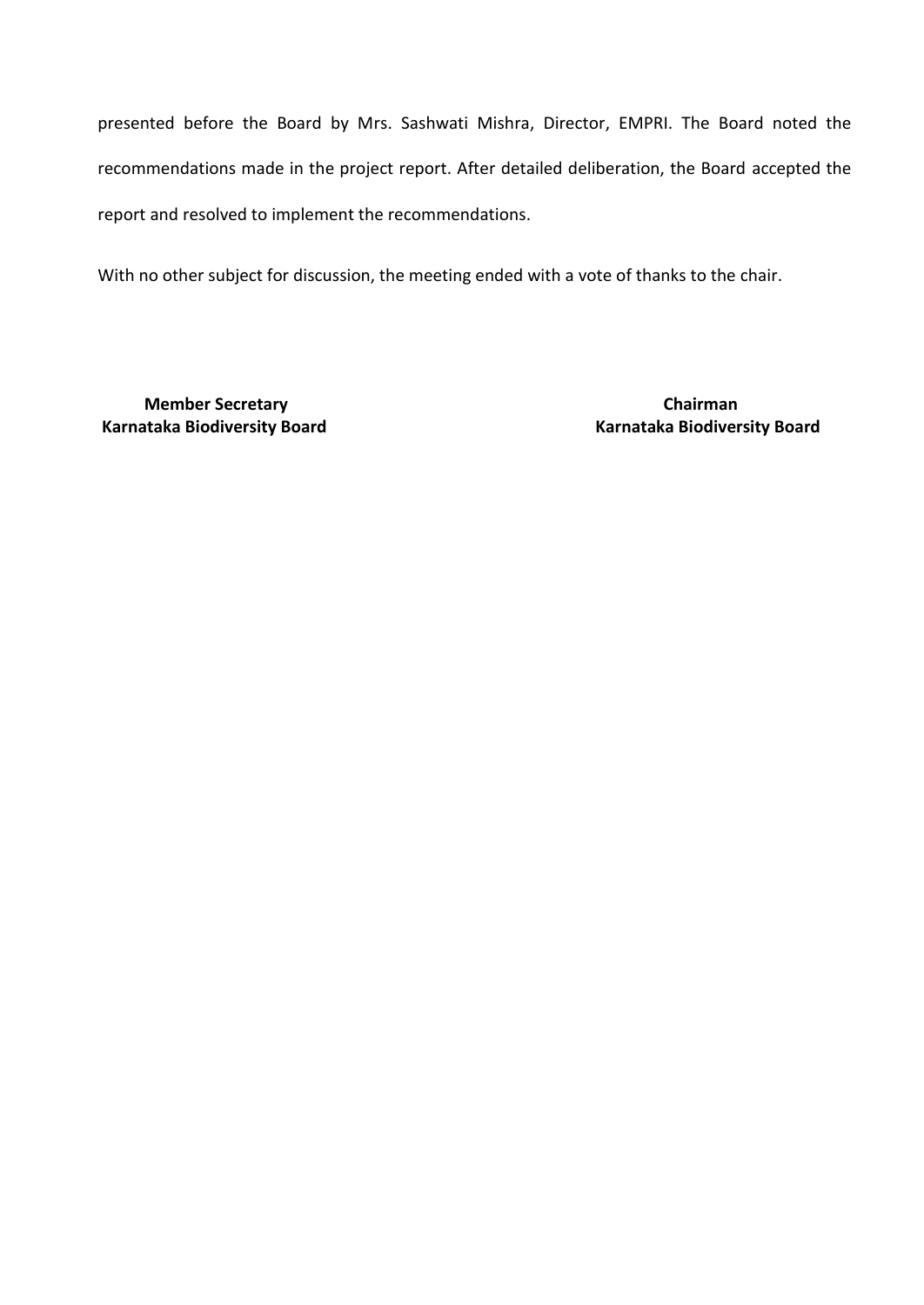presented before the Board by Mrs. Sashwati Mishra, Director, EMPRI. The Board noted the recommendations made in the project report. After detailed deliberation, the Board accepted the report and resolved to implement the recommendations.

With no other subject for discussion, the meeting ended with a vote of thanks to the chair.

| | |
|---|---|
| **Member Secretary** | **Chairman** |
| **Karnataka Biodiversity Board** | **Karnataka Biodiversity Board** |